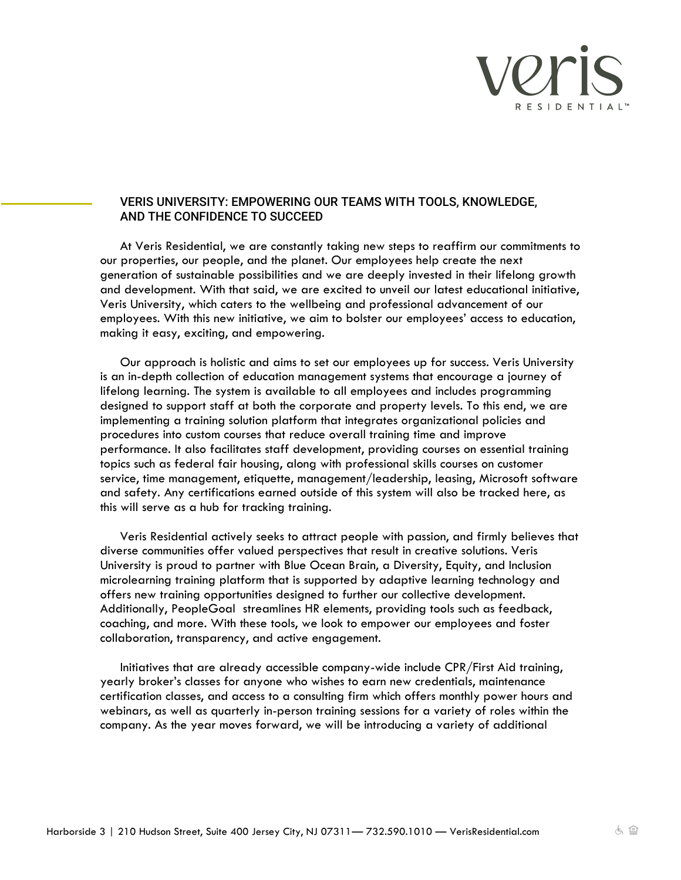## VERIS UNIVERSITY: EMPOWERING OUR TEAMS WITH TOOLS, KNOWLEDGE, AND THE CONFIDENCE TO SUCCEED

At Veris Residential, we are constantly taking new steps to reaffirm our commitments to our properties, our people, and the planet. Our employees help create the next generation of sustainable possibilities and we are deeply invested in their lifelong growth and development. With that said, we are excited to unveil our latest educational initiative, Veris University, which caters to the wellbeing and professional advancement of our employees. With this new initiative, we aim to bolster our employees' access to education, making it easy, exciting, and empowering.

Our approach is holistic and aims to set our employees up for success. Veris University is an in-depth collection of education management systems that encourage a journey of lifelong learning. The system is available to all employees and includes programming designed to support staff at both the corporate and property levels. To this end, we are implementing a training solution platform that integrates organizational policies and procedures into custom courses that reduce overall training time and improve performance. It also facilitates staff development, providing courses on essential training topics such as federal fair housing, along with professional skills courses on customer service, time management, etiquette, management/leadership, leasing, Microsoft software and safety. Any certifications earned outside of this system will also be tracked here, as this will serve as a hub for tracking training.

Veris Residential actively seeks to attract people with passion, and firmly believes that diverse communities offer valued perspectives that result in creative solutions. Veris University is proud to partner with Blue Ocean Brain, a Diversity, Equity, and Inclusion microlearning training platform that is supported by adaptive learning technology and offers new training opportunities designed to further our collective development. Additionally, PeopleGoal streamlines HR elements, providing tools such as feedback, coaching, and more. With these tools, we look to empower our employees and foster collaboration, transparency, and active engagement.

Initiatives that are already accessible company-wide include CPR/First Aid training, yearly broker's classes for anyone who wishes to earn new credentials, maintenance certification classes, and access to a consulting firm which offers monthly power hours and webinars, as well as quarterly in-person training sessions for a variety of roles within the company. As the year moves forward, we will be introducing a variety of additional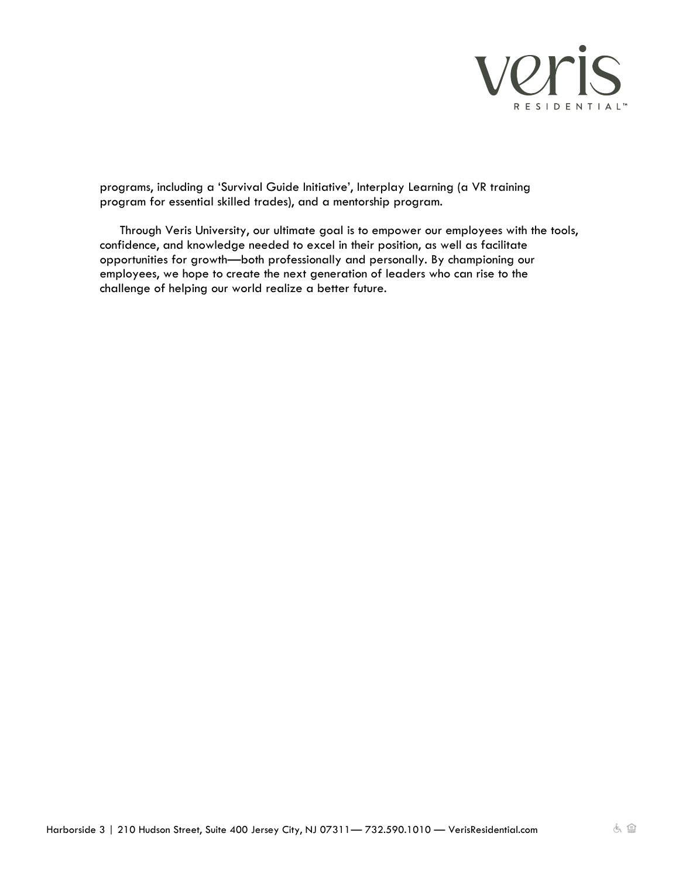programs, including a 'Survival Guide Initiative', Interplay Learning (a VR training program for essential skilled trades), and a mentorship program.

Through Veris University, our ultimate goal is to empower our employees with the tools, confidence, and knowledge needed to excel in their position, as well as facilitate opportunities for growth—both professionally and personally. By championing our employees, we hope to create the next generation of leaders who can rise to the challenge of helping our world realize a better future.